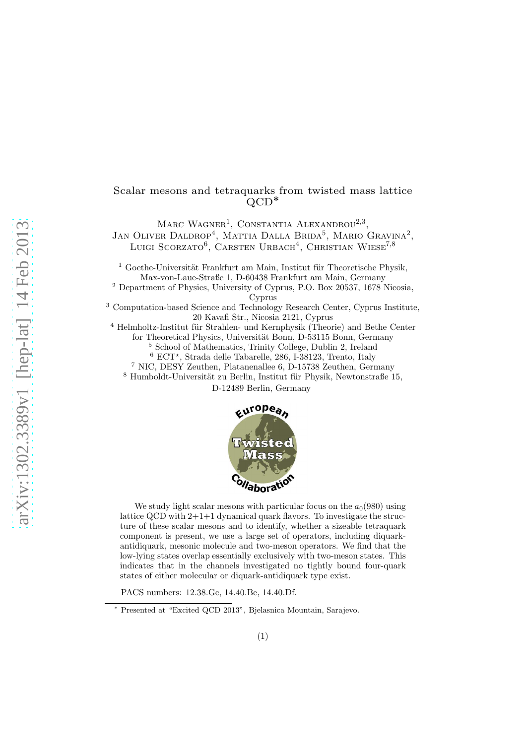# Scalar mesons and tetraquarks from twisted mass lattice QCD*

Marc Wagner[1], Constantia Alexandrou[2,3], Jan Oliver Daldrop[4], Mattia Dalla Brida[5], Mario Gravina[2], Luigi Scorzato[6], Carsten Urbach[4], Christian Wiese[7,8]

[1] Goethe-Universität Frankfurt am Main, Institut für Theoretische Physik, Max-von-Laue-Straße 1, D-60438 Frankfurt am Main, Germany
[2] Department of Physics, University of Cyprus, P.O. Box 20537, 1678 Nicosia, Cyprus
[3] Computation-based Science and Technology Research Center, Cyprus Institute, 20 Kavafi Str., Nicosia 2121, Cyprus
[4] Helmholtz-Institut für Strahlen- und Kernphysik (Theorie) and Bethe Center for Theoretical Physics, Universität Bonn, D-53115 Bonn, Germany
[5] School of Mathematics, Trinity College, Dublin 2, Ireland
[6] ECT*, Strada delle Tabarelle, 286, I-38123, Trento, Italy
[7] NIC, DESY Zeuthen, Platanenallee 6, D-15738 Zeuthen, Germany
[8] Humboldt-Universität zu Berlin, Institut für Physik, Newtonstraße 15, D-12489 Berlin, Germany

We study light scalar mesons with particular focus on the $a_0(980)$ using lattice QCD with 2+1+1 dynamical quark flavors. To investigate the structure of these scalar mesons and to identify, whether a sizeable tetraquark component is present, we use a large set of operators, including diquark-antidiquark, mesonic molecule and two-meson operators. We find that the low-lying states overlap essentially exclusively with two-meson states. This indicates that in the channels investigated no tightly bound four-quark states of either molecular or diquark-antidiquark type exist.

PACS numbers: 12.38.Gc, 14.40.Be, 14.40.Df.

* Presented at "Excited QCD 2013", Bjelasnica Mountain, Sarajevo.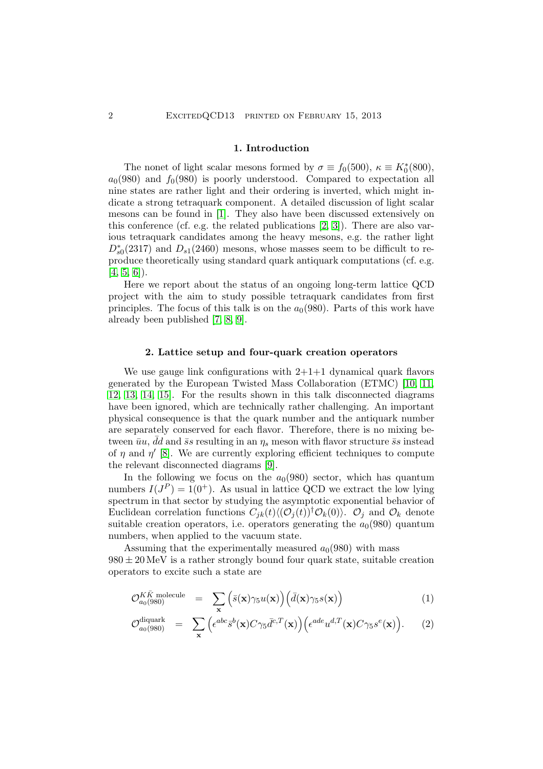## 1. Introduction

The nonet of light scalar mesons formed by $\sigma \equiv f_0(500)$, $\kappa \equiv K_0^*(800)$, $a_0(980)$ and $f_0(980)$ is poorly understood. Compared to expectation all nine states are rather light and their ordering is inverted, which might indicate a strong tetraquark component. A detailed discussion of light scalar mesons can be found in [1]. They also have been discussed extensively on this conference (cf. e.g. the related publications [2, 3]). There are also various tetraquark candidates among the heavy mesons, e.g. the rather light $D_{s0}^*(2317)$ and $D_{s1}(2460)$ mesons, whose masses seem to be difficult to reproduce theoretically using standard quark antiquark computations (cf. e.g. [4, 5, 6]).

Here we report about the status of an ongoing long-term lattice QCD project with the aim to study possible tetraquark candidates from first principles. The focus of this talk is on the $a_0(980)$. Parts of this work have already been published [7, 8, 9].

## 2. Lattice setup and four-quark creation operators

We use gauge link configurations with 2+1+1 dynamical quark flavors generated by the European Twisted Mass Collaboration (ETMC) [10, 11, 12, 13, 14, 15]. For the results shown in this talk disconnected diagrams have been ignored, which are technically rather challenging. An important physical consequence is that the quark number and the antiquark number are separately conserved for each flavor. Therefore, there is no mixing between $\bar{u}u$, $\bar{d}d$ and $\bar{s}s$ resulting in an $\eta_s$ meson with flavor structure $\bar{s}s$ instead of $\eta$ and $\eta'$ [8]. We are currently exploring efficient techniques to compute the relevant disconnected diagrams [9].

In the following we focus on the $a_0(980)$ sector, which has quantum numbers $I(J^P) = 1(0^+)$. As usual in lattice QCD we extract the low lying spectrum in that sector by studying the asymptotic exponential behavior of Euclidean correlation functions $C_{jk}(t)\langle(\mathcal{O}_j(t))^\dagger \mathcal{O}_k(0)\rangle$. $\mathcal{O}_j$ and $\mathcal{O}_k$ denote suitable creation operators, i.e. operators generating the $a_0(980)$ quantum numbers, when applied to the vacuum state.

Assuming that the experimentally measured $a_0(980)$ with mass $980 \pm 20\,\textrm{MeV}$ is a rather strongly bound four quark state, suitable creation operators to excite such a state are

$$\mathcal{O}_{a_0(980)}^{K\bar{K}\textrm{ molecule}} = \sum_{\mathbf{x}} \Big(\bar{s}(\mathbf{x})\gamma_5 u(\mathbf{x})\Big)\Big(\bar{d}(\mathbf{x})\gamma_5 s(\mathbf{x})\Big) \qquad (1)$$

$$\mathcal{O}_{a_0(980)}^{\textrm{diquark}} = \sum_{\mathbf{x}} \Big(\epsilon^{abc}\bar{s}^b(\mathbf{x})C\gamma_5\bar{d}^{c,T}(\mathbf{x})\Big)\Big(\epsilon^{ade}u^{d,T}(\mathbf{x})C\gamma_5 s^e(\mathbf{x})\Big). \qquad (2)$$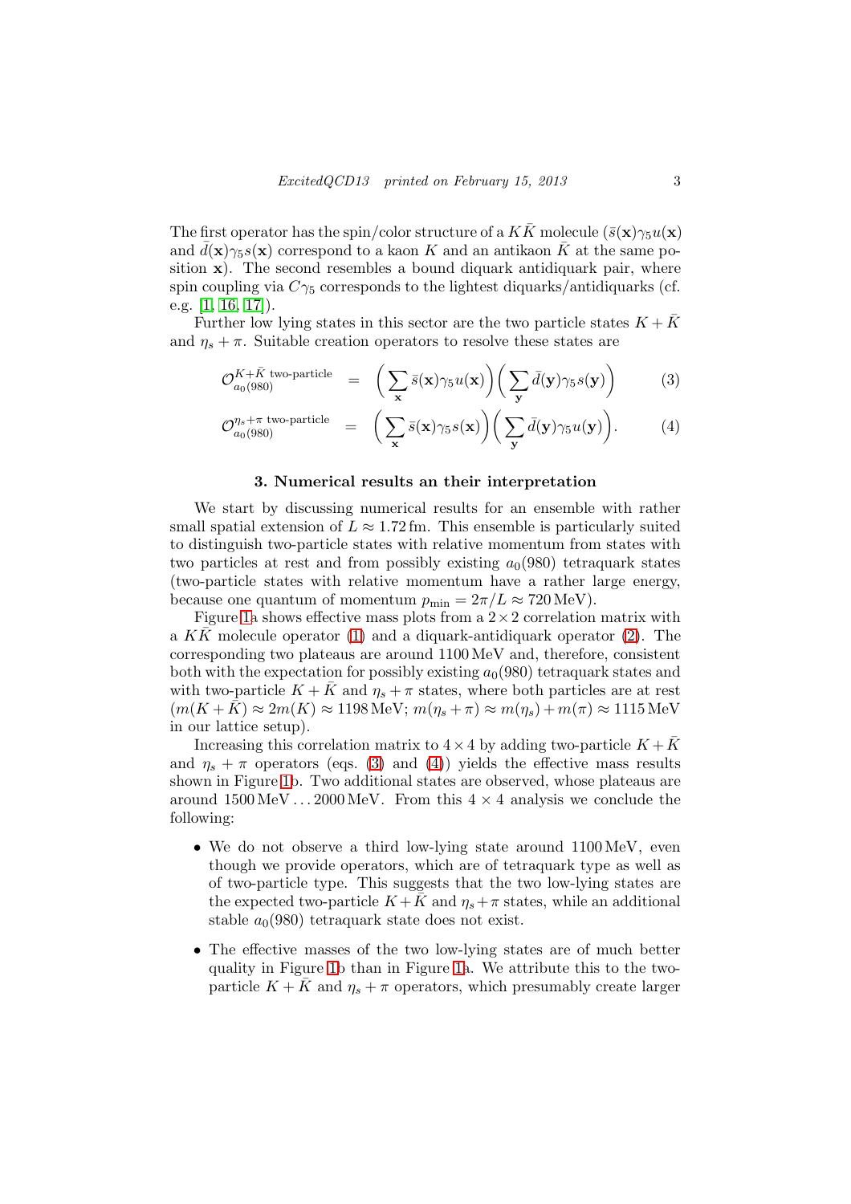The first operator has the spin/color structure of a $K\bar{K}$ molecule ($\bar{s}(\mathbf{x})\gamma_5 u(\mathbf{x})$ and $\bar{d}(\mathbf{x})\gamma_5 s(\mathbf{x})$ correspond to a kaon $K$ and an antikaon $\bar{K}$ at the same position $\mathbf{x}$). The second resembles a bound diquark antidiquark pair, where spin coupling via $C\gamma_5$ corresponds to the lightest diquarks/antidiquarks (cf. e.g. [1, 16, 17]).

Further low lying states in this sector are the two particle states $K + \bar{K}$ and $\eta_s + \pi$. Suitable creation operators to resolve these states are

$$\mathcal{O}_{a_0(980)}^{K+\bar{K}\text{ two-particle}} = \bigg(\sum_{\mathbf{x}} \bar{s}(\mathbf{x})\gamma_5 u(\mathbf{x})\bigg)\bigg(\sum_{\mathbf{y}} \bar{d}(\mathbf{y})\gamma_5 s(\mathbf{y})\bigg) \tag{3}$$

$$\mathcal{O}_{a_0(980)}^{\eta_s+\pi\text{ two-particle}} = \bigg(\sum_{\mathbf{x}} \bar{s}(\mathbf{x})\gamma_5 s(\mathbf{x})\bigg)\bigg(\sum_{\mathbf{y}} \bar{d}(\mathbf{y})\gamma_5 u(\mathbf{y})\bigg). \tag{4}$$

### 3. Numerical results an their interpretation

We start by discussing numerical results for an ensemble with rather small spatial extension of $L \approx 1.72\,\text{fm}$. This ensemble is particularly suited to distinguish two-particle states with relative momentum from states with two particles at rest and from possibly existing $a_0(980)$ tetraquark states (two-particle states with relative momentum have a rather large energy, because one quantum of momentum $p_{\text{min}} = 2\pi/L \approx 720\,\text{MeV}$).

Figure 1a shows effective mass plots from a $2 \times 2$ correlation matrix with a $K\bar{K}$ molecule operator (1) and a diquark-antidiquark operator (2). The corresponding two plateaus are around 1100 MeV and, therefore, consistent both with the expectation for possibly existing $a_0(980)$ tetraquark states and with two-particle $K + \bar{K}$ and $\eta_s + \pi$ states, where both particles are at rest ($m(K + \bar{K}) \approx 2m(K) \approx 1198\,\text{MeV}$; $m(\eta_s + \pi) \approx m(\eta_s) + m(\pi) \approx 1115\,\text{MeV}$ in our lattice setup).

Increasing this correlation matrix to $4 \times 4$ by adding two-particle $K + \bar{K}$ and $\eta_s + \pi$ operators (eqs. (3) and (4)) yields the effective mass results shown in Figure 1b. Two additional states are observed, whose plateaus are around $1500\,\text{MeV} \ldots 2000\,\text{MeV}$. From this $4 \times 4$ analysis we conclude the following:

- We do not observe a third low-lying state around 1100 MeV, even though we provide operators, which are of tetraquark type as well as of two-particle type. This suggests that the two low-lying states are the expected two-particle $K + \bar{K}$ and $\eta_s + \pi$ states, while an additional stable $a_0(980)$ tetraquark state does not exist.
- The effective masses of the two low-lying states are of much better quality in Figure 1b than in Figure 1a. We attribute this to the two-particle $K + \bar{K}$ and $\eta_s + \pi$ operators, which presumably create larger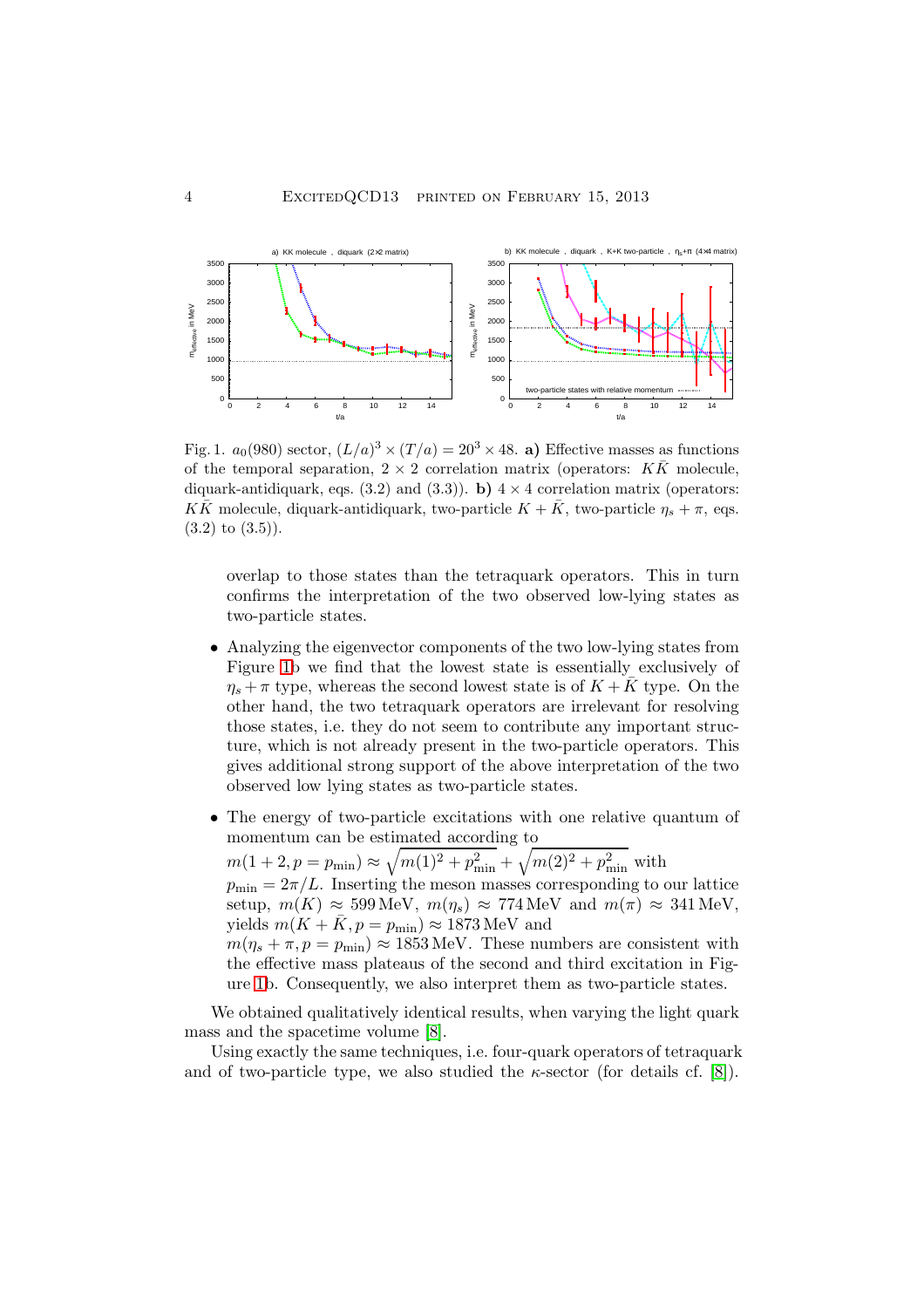Fig. 1. $a_0(980)$ sector, $(L/a)^3 \times (T/a) = 20^3 \times 48$. **a)** Effective masses as functions of the temporal separation, $2 \times 2$ correlation matrix (operators: $K\bar{K}$ molecule, diquark-antidiquark, eqs. (3.2) and (3.3)). **b)** $4 \times 4$ correlation matrix (operators: $K\bar{K}$ molecule, diquark-antidiquark, two-particle $K + \bar{K}$, two-particle $\eta_s + \pi$, eqs. (3.2) to (3.5)).

overlap to those states than the tetraquark operators. This in turn confirms the interpretation of the two observed low-lying states as two-particle states.

- Analyzing the eigenvector components of the two low-lying states from Figure 1b we find that the lowest state is essentially exclusively of $\eta_s + \pi$ type, whereas the second lowest state is of $K + \bar{K}$ type. On the other hand, the two tetraquark operators are irrelevant for resolving those states, i.e. they do not seem to contribute any important structure, which is not already present in the two-particle operators. This gives additional strong support of the above interpretation of the two observed low lying states as two-particle states.

- The energy of two-particle excitations with one relative quantum of momentum can be estimated according to $m(1+2, p = p_{\min}) \approx \sqrt{m(1)^2 + p_{\min}^2} + \sqrt{m(2)^2 + p_{\min}^2}$ with $p_{\min} = 2\pi/L$. Inserting the meson masses corresponding to our lattice setup, $m(K) \approx 599\,\text{MeV}$, $m(\eta_s) \approx 774\,\text{MeV}$ and $m(\pi) \approx 341\,\text{MeV}$, yields $m(K + \bar{K}, p = p_{\min}) \approx 1873\,\text{MeV}$ and $m(\eta_s + \pi, p = p_{\min}) \approx 1853\,\text{MeV}$. These numbers are consistent with the effective mass plateaus of the second and third excitation in Figure 1b. Consequently, we also interpret them as two-particle states.

We obtained qualitatively identical results, when varying the light quark mass and the spacetime volume [8].

Using exactly the same techniques, i.e. four-quark operators of tetraquark and of two-particle type, we also studied the $\kappa$-sector (for details cf. [8]).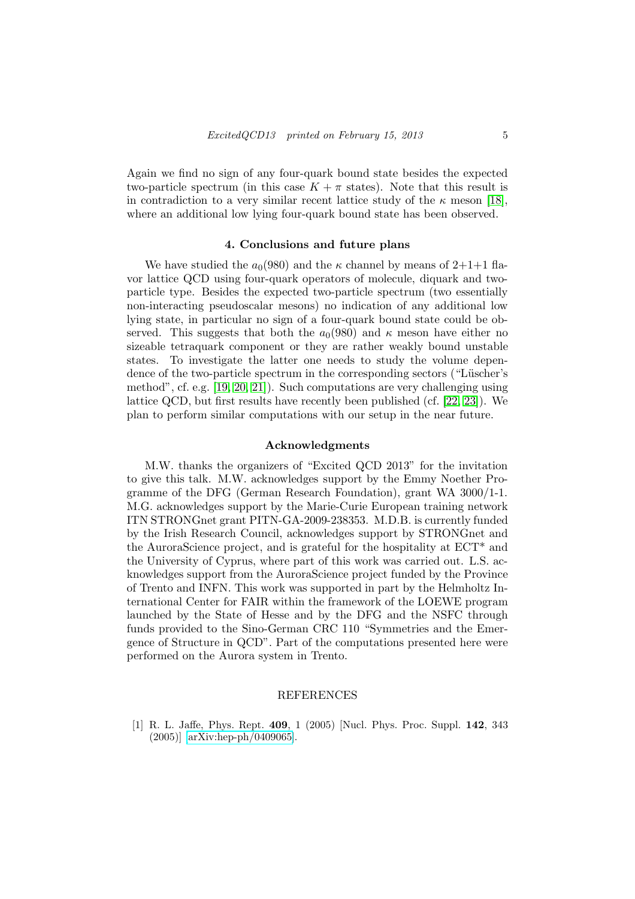Again we find no sign of any four-quark bound state besides the expected two-particle spectrum (in this case $K + \pi$ states). Note that this result is in contradiction to a very similar recent lattice study of the $\kappa$ meson [18], where an additional low lying four-quark bound state has been observed.

## 4. Conclusions and future plans

We have studied the $a_0(980)$ and the $\kappa$ channel by means of 2+1+1 flavor lattice QCD using four-quark operators of molecule, diquark and two-particle type. Besides the expected two-particle spectrum (two essentially non-interacting pseudoscalar mesons) no indication of any additional low lying state, in particular no sign of a four-quark bound state could be observed. This suggests that both the $a_0(980)$ and $\kappa$ meson have either no sizeable tetraquark component or they are rather weakly bound unstable states. To investigate the latter one needs to study the volume dependence of the two-particle spectrum in the corresponding sectors ("Lüscher's method", cf. e.g. [19, 20, 21]). Such computations are very challenging using lattice QCD, but first results have recently been published (cf. [22, 23]). We plan to perform similar computations with our setup in the near future.

## Acknowledgments

M.W. thanks the organizers of "Excited QCD 2013" for the invitation to give this talk. M.W. acknowledges support by the Emmy Noether Programme of the DFG (German Research Foundation), grant WA 3000/1-1. M.G. acknowledges support by the Marie-Curie European training network ITN STRONGnet grant PITN-GA-2009-238353. M.D.B. is currently funded by the Irish Research Council, acknowledges support by STRONGnet and the AuroraScience project, and is grateful for the hospitality at ECT* and the University of Cyprus, where part of this work was carried out. L.S. acknowledges support from the AuroraScience project funded by the Province of Trento and INFN. This work was supported in part by the Helmholtz International Center for FAIR within the framework of the LOEWE program launched by the State of Hesse and by the DFG and the NSFC through funds provided to the Sino-German CRC 110 "Symmetries and the Emergence of Structure in QCD". Part of the computations presented here were performed on the Aurora system in Trento.

## REFERENCES

[1] R. L. Jaffe, Phys. Rept. **409**, 1 (2005) [Nucl. Phys. Proc. Suppl. **142**, 343 (2005)] [arXiv:hep-ph/0409065].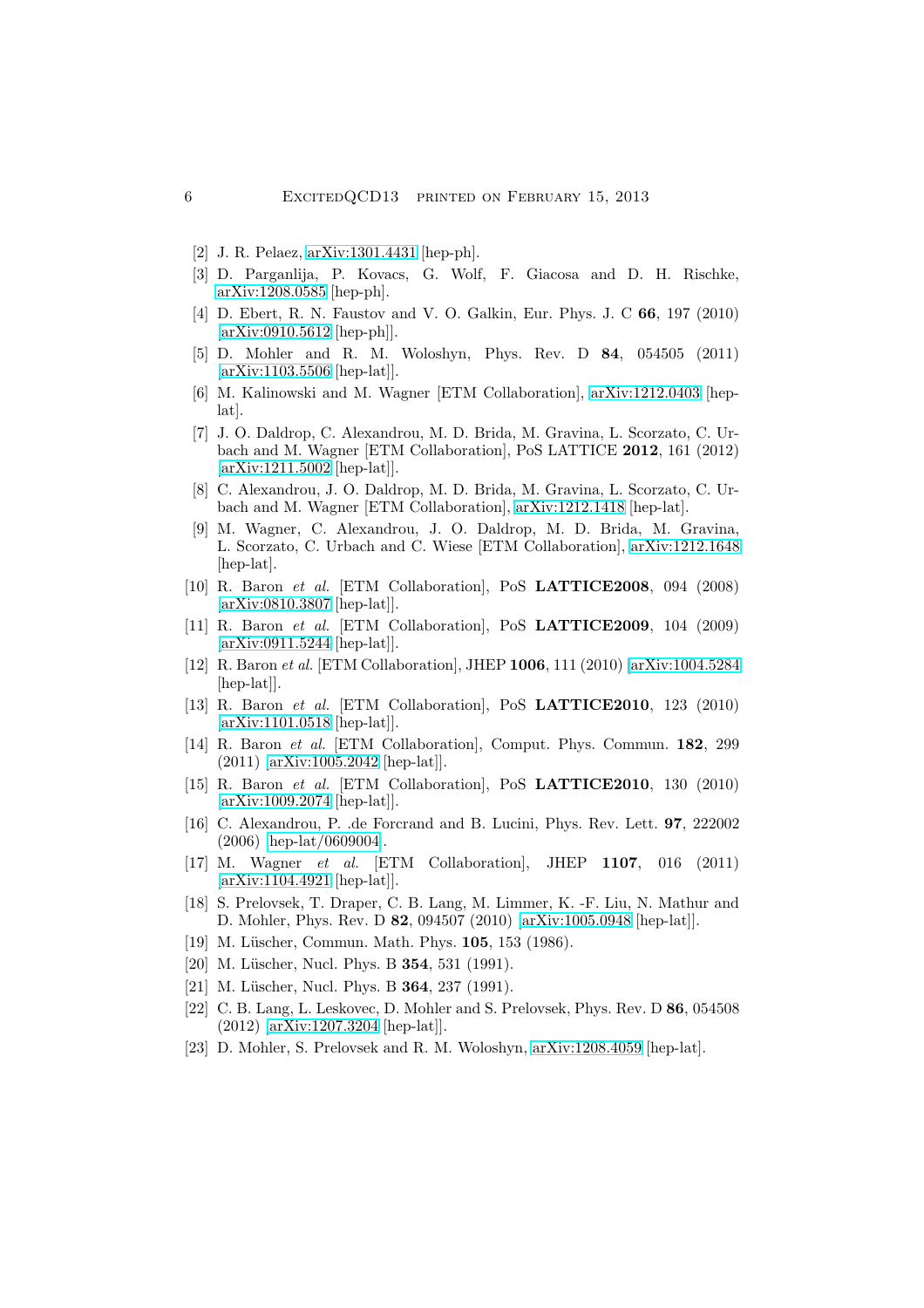[2] J. R. Pelaez, arXiv:1301.4431 [hep-ph].

[3] D. Parganlija, P. Kovacs, G. Wolf, F. Giacosa and D. H. Rischke, arXiv:1208.0585 [hep-ph].

[4] D. Ebert, R. N. Faustov and V. O. Galkin, Eur. Phys. J. C **66**, 197 (2010) [arXiv:0910.5612 [hep-ph]].

[5] D. Mohler and R. M. Woloshyn, Phys. Rev. D **84**, 054505 (2011) [arXiv:1103.5506 [hep-lat]].

[6] M. Kalinowski and M. Wagner [ETM Collaboration], arXiv:1212.0403 [hep-lat].

[7] J. O. Daldrop, C. Alexandrou, M. D. Brida, M. Gravina, L. Scorzato, C. Urbach and M. Wagner [ETM Collaboration], PoS LATTICE **2012**, 161 (2012) [arXiv:1211.5002 [hep-lat]].

[8] C. Alexandrou, J. O. Daldrop, M. D. Brida, M. Gravina, L. Scorzato, C. Urbach and M. Wagner [ETM Collaboration], arXiv:1212.1418 [hep-lat].

[9] M. Wagner, C. Alexandrou, J. O. Daldrop, M. D. Brida, M. Gravina, L. Scorzato, C. Urbach and C. Wiese [ETM Collaboration], arXiv:1212.1648 [hep-lat].

[10] R. Baron *et al.* [ETM Collaboration], PoS **LATTICE2008**, 094 (2008) [arXiv:0810.3807 [hep-lat]].

[11] R. Baron *et al.* [ETM Collaboration], PoS **LATTICE2009**, 104 (2009) [arXiv:0911.5244 [hep-lat]].

[12] R. Baron *et al.* [ETM Collaboration], JHEP **1006**, 111 (2010) [arXiv:1004.5284 [hep-lat]].

[13] R. Baron *et al.* [ETM Collaboration], PoS **LATTICE2010**, 123 (2010) [arXiv:1101.0518 [hep-lat]].

[14] R. Baron *et al.* [ETM Collaboration], Comput. Phys. Commun. **182**, 299 (2011) [arXiv:1005.2042 [hep-lat]].

[15] R. Baron *et al.* [ETM Collaboration], PoS **LATTICE2010**, 130 (2010) [arXiv:1009.2074 [hep-lat]].

[16] C. Alexandrou, P. .de Forcrand and B. Lucini, Phys. Rev. Lett. **97**, 222002 (2006) [hep-lat/0609004].

[17] M. Wagner *et al.* [ETM Collaboration], JHEP **1107**, 016 (2011) [arXiv:1104.4921 [hep-lat]].

[18] S. Prelovsek, T. Draper, C. B. Lang, M. Limmer, K. -F. Liu, N. Mathur and D. Mohler, Phys. Rev. D **82**, 094507 (2010) [arXiv:1005.0948 [hep-lat]].

[19] M. Lüscher, Commun. Math. Phys. **105**, 153 (1986).

[20] M. Lüscher, Nucl. Phys. B **354**, 531 (1991).

[21] M. Lüscher, Nucl. Phys. B **364**, 237 (1991).

[22] C. B. Lang, L. Leskovec, D. Mohler and S. Prelovsek, Phys. Rev. D **86**, 054508 (2012) [arXiv:1207.3204 [hep-lat]].

[23] D. Mohler, S. Prelovsek and R. M. Woloshyn, arXiv:1208.4059 [hep-lat].